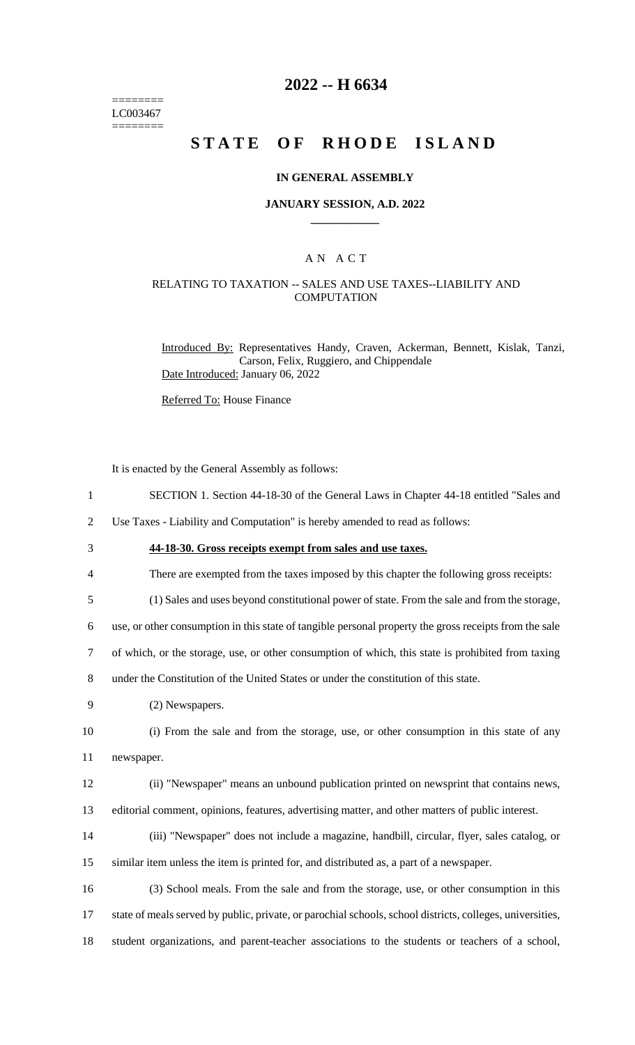========
LC003467
========

# 2022 -- H 6634

# STATE OF RHODE ISLAND

### IN GENERAL ASSEMBLY

### JANUARY SESSION, A.D. 2022

## A N A C T

### RELATING TO TAXATION -- SALES AND USE TAXES--LIABILITY AND COMPUTATION

Introduced By: Representatives Handy, Craven, Ackerman, Bennett, Kislak, Tanzi, Carson, Felix, Ruggiero, and Chippendale

Date Introduced: January 06, 2022

Referred To: House Finance

It is enacted by the General Assembly as follows:

1 SECTION 1. Section 44-18-30 of the General Laws in Chapter 44-18 entitled "Sales and
2 Use Taxes - Liability and Computation" is hereby amended to read as follows:

3 **44-18-30. Gross receipts exempt from sales and use taxes.**

4 There are exempted from the taxes imposed by this chapter the following gross receipts:

5 (1) Sales and uses beyond constitutional power of state. From the sale and from the storage,
6 use, or other consumption in this state of tangible personal property the gross receipts from the sale
7 of which, or the storage, use, or other consumption of which, this state is prohibited from taxing
8 under the Constitution of the United States or under the constitution of this state.

9 (2) Newspapers.

10 (i) From the sale and from the storage, use, or other consumption in this state of any
11 newspaper.

12 (ii) "Newspaper" means an unbound publication printed on newsprint that contains news,
13 editorial comment, opinions, features, advertising matter, and other matters of public interest.

14 (iii) "Newspaper" does not include a magazine, handbill, circular, flyer, sales catalog, or
15 similar item unless the item is printed for, and distributed as, a part of a newspaper.

16 (3) School meals. From the sale and from the storage, use, or other consumption in this
17 state of meals served by public, private, or parochial schools, school districts, colleges, universities,
18 student organizations, and parent-teacher associations to the students or teachers of a school,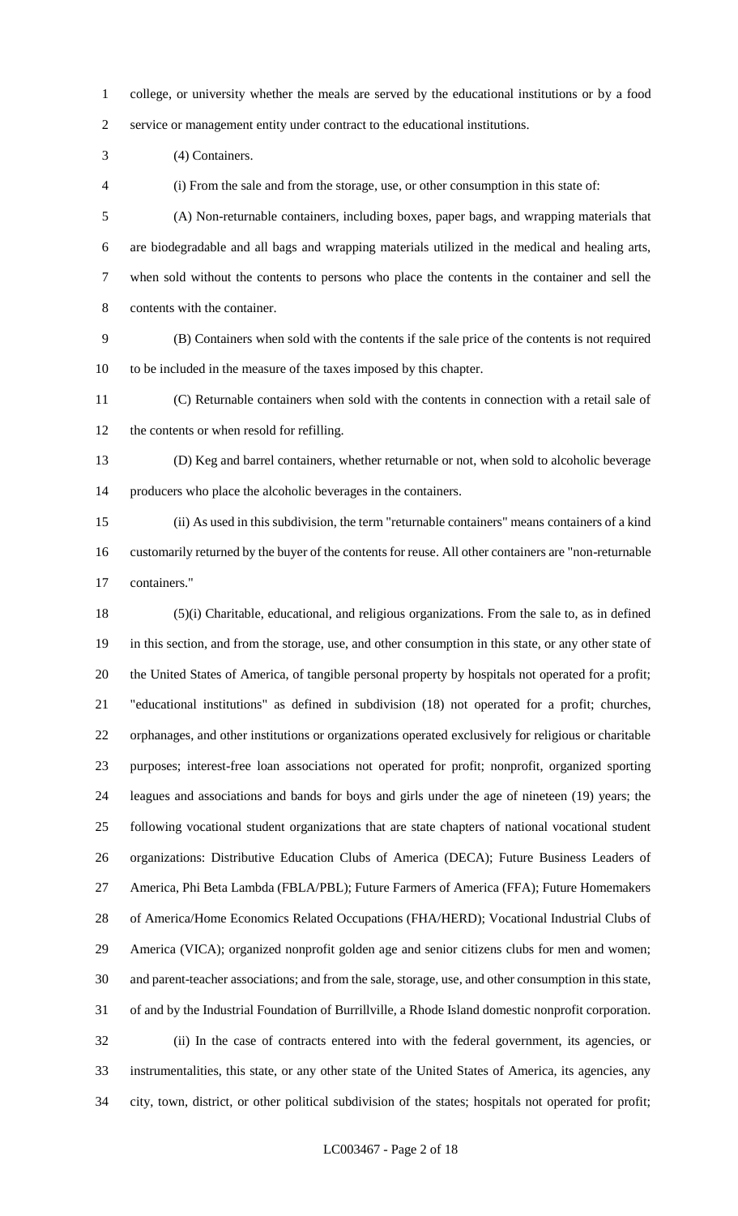college, or university whether the meals are served by the educational institutions or by a food service or management entity under contract to the educational institutions.

(4) Containers.

(i) From the sale and from the storage, use, or other consumption in this state of:

(A) Non-returnable containers, including boxes, paper bags, and wrapping materials that are biodegradable and all bags and wrapping materials utilized in the medical and healing arts, when sold without the contents to persons who place the contents in the container and sell the contents with the container.

(B) Containers when sold with the contents if the sale price of the contents is not required to be included in the measure of the taxes imposed by this chapter.

(C) Returnable containers when sold with the contents in connection with a retail sale of the contents or when resold for refilling.

(D) Keg and barrel containers, whether returnable or not, when sold to alcoholic beverage producers who place the alcoholic beverages in the containers.

(ii) As used in this subdivision, the term "returnable containers" means containers of a kind customarily returned by the buyer of the contents for reuse. All other containers are "non-returnable containers."

(5)(i) Charitable, educational, and religious organizations. From the sale to, as in defined in this section, and from the storage, use, and other consumption in this state, or any other state of the United States of America, of tangible personal property by hospitals not operated for a profit; "educational institutions" as defined in subdivision (18) not operated for a profit; churches, orphanages, and other institutions or organizations operated exclusively for religious or charitable purposes; interest-free loan associations not operated for profit; nonprofit, organized sporting leagues and associations and bands for boys and girls under the age of nineteen (19) years; the following vocational student organizations that are state chapters of national vocational student organizations: Distributive Education Clubs of America (DECA); Future Business Leaders of America, Phi Beta Lambda (FBLA/PBL); Future Farmers of America (FFA); Future Homemakers of America/Home Economics Related Occupations (FHA/HERD); Vocational Industrial Clubs of America (VICA); organized nonprofit golden age and senior citizens clubs for men and women; and parent-teacher associations; and from the sale, storage, use, and other consumption in this state, of and by the Industrial Foundation of Burrillville, a Rhode Island domestic nonprofit corporation.

(ii) In the case of contracts entered into with the federal government, its agencies, or instrumentalities, this state, or any other state of the United States of America, its agencies, any city, town, district, or other political subdivision of the states; hospitals not operated for profit;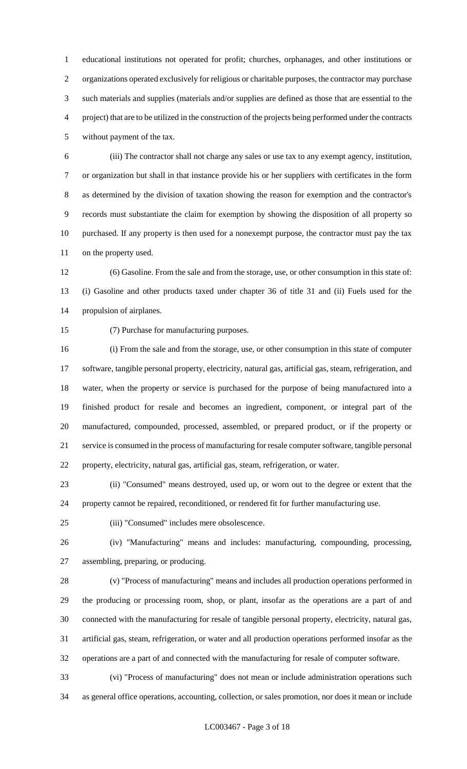educational institutions not operated for profit; churches, orphanages, and other institutions or organizations operated exclusively for religious or charitable purposes, the contractor may purchase such materials and supplies (materials and/or supplies are defined as those that are essential to the project) that are to be utilized in the construction of the projects being performed under the contracts without payment of the tax.

(iii) The contractor shall not charge any sales or use tax to any exempt agency, institution, or organization but shall in that instance provide his or her suppliers with certificates in the form as determined by the division of taxation showing the reason for exemption and the contractor's records must substantiate the claim for exemption by showing the disposition of all property so purchased. If any property is then used for a nonexempt purpose, the contractor must pay the tax on the property used.

(6) Gasoline. From the sale and from the storage, use, or other consumption in this state of: (i) Gasoline and other products taxed under chapter 36 of title 31 and (ii) Fuels used for the propulsion of airplanes.

(7) Purchase for manufacturing purposes.

(i) From the sale and from the storage, use, or other consumption in this state of computer software, tangible personal property, electricity, natural gas, artificial gas, steam, refrigeration, and water, when the property or service is purchased for the purpose of being manufactured into a finished product for resale and becomes an ingredient, component, or integral part of the manufactured, compounded, processed, assembled, or prepared product, or if the property or service is consumed in the process of manufacturing for resale computer software, tangible personal property, electricity, natural gas, artificial gas, steam, refrigeration, or water.

(ii) "Consumed" means destroyed, used up, or worn out to the degree or extent that the property cannot be repaired, reconditioned, or rendered fit for further manufacturing use.

(iii) "Consumed" includes mere obsolescence.

(iv) "Manufacturing" means and includes: manufacturing, compounding, processing, assembling, preparing, or producing.

(v) "Process of manufacturing" means and includes all production operations performed in the producing or processing room, shop, or plant, insofar as the operations are a part of and connected with the manufacturing for resale of tangible personal property, electricity, natural gas, artificial gas, steam, refrigeration, or water and all production operations performed insofar as the operations are a part of and connected with the manufacturing for resale of computer software.

(vi) "Process of manufacturing" does not mean or include administration operations such as general office operations, accounting, collection, or sales promotion, nor does it mean or include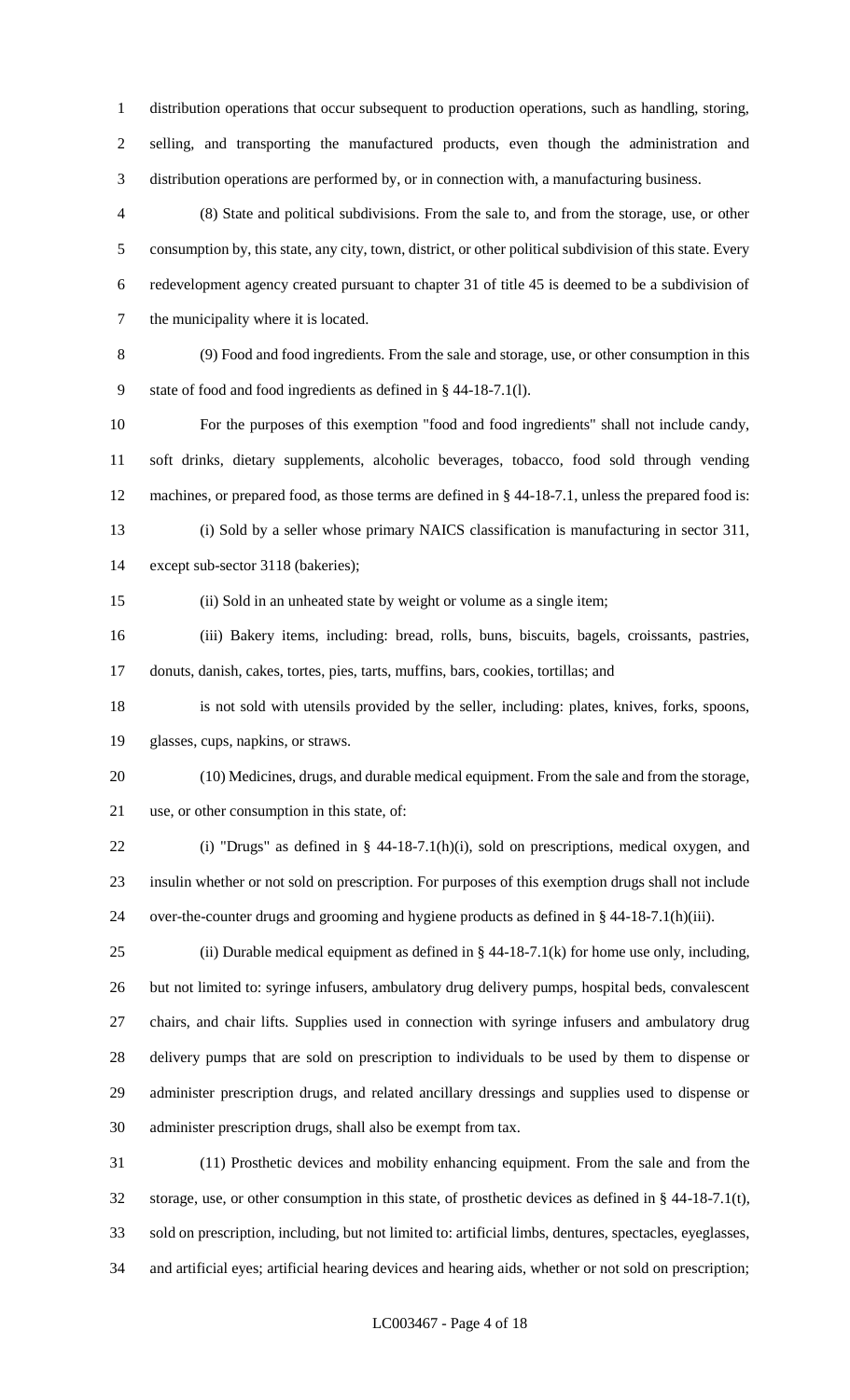distribution operations that occur subsequent to production operations, such as handling, storing, selling, and transporting the manufactured products, even though the administration and distribution operations are performed by, or in connection with, a manufacturing business.

(8) State and political subdivisions. From the sale to, and from the storage, use, or other consumption by, this state, any city, town, district, or other political subdivision of this state. Every redevelopment agency created pursuant to chapter 31 of title 45 is deemed to be a subdivision of the municipality where it is located.

(9) Food and food ingredients. From the sale and storage, use, or other consumption in this state of food and food ingredients as defined in § 44-18-7.1(l).

For the purposes of this exemption "food and food ingredients" shall not include candy, soft drinks, dietary supplements, alcoholic beverages, tobacco, food sold through vending machines, or prepared food, as those terms are defined in § 44-18-7.1, unless the prepared food is:

(i) Sold by a seller whose primary NAICS classification is manufacturing in sector 311, except sub-sector 3118 (bakeries);

(ii) Sold in an unheated state by weight or volume as a single item;

(iii) Bakery items, including: bread, rolls, buns, biscuits, bagels, croissants, pastries, donuts, danish, cakes, tortes, pies, tarts, muffins, bars, cookies, tortillas; and

is not sold with utensils provided by the seller, including: plates, knives, forks, spoons, glasses, cups, napkins, or straws.

(10) Medicines, drugs, and durable medical equipment. From the sale and from the storage, use, or other consumption in this state, of:

(i) "Drugs" as defined in § 44-18-7.1(h)(i), sold on prescriptions, medical oxygen, and insulin whether or not sold on prescription. For purposes of this exemption drugs shall not include over-the-counter drugs and grooming and hygiene products as defined in § 44-18-7.1(h)(iii).

(ii) Durable medical equipment as defined in § 44-18-7.1(k) for home use only, including, but not limited to: syringe infusers, ambulatory drug delivery pumps, hospital beds, convalescent chairs, and chair lifts. Supplies used in connection with syringe infusers and ambulatory drug delivery pumps that are sold on prescription to individuals to be used by them to dispense or administer prescription drugs, and related ancillary dressings and supplies used to dispense or administer prescription drugs, shall also be exempt from tax.

(11) Prosthetic devices and mobility enhancing equipment. From the sale and from the storage, use, or other consumption in this state, of prosthetic devices as defined in § 44-18-7.1(t), sold on prescription, including, but not limited to: artificial limbs, dentures, spectacles, eyeglasses, and artificial eyes; artificial hearing devices and hearing aids, whether or not sold on prescription;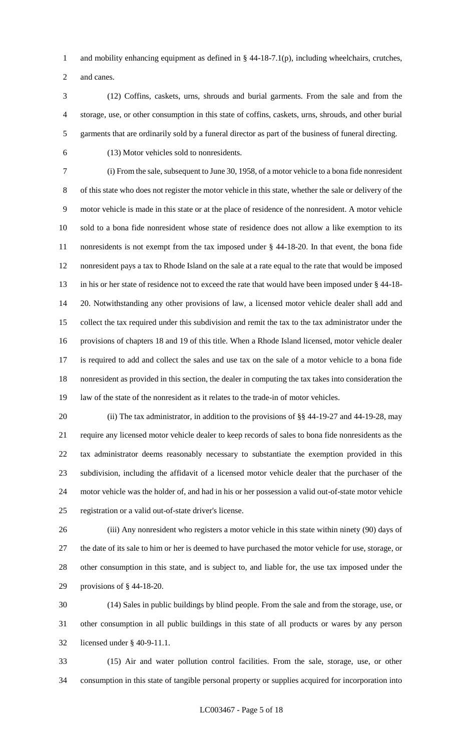and mobility enhancing equipment as defined in § 44-18-7.1(p), including wheelchairs, crutches, and canes.

(12) Coffins, caskets, urns, shrouds and burial garments. From the sale and from the storage, use, or other consumption in this state of coffins, caskets, urns, shrouds, and other burial garments that are ordinarily sold by a funeral director as part of the business of funeral directing.

(13) Motor vehicles sold to nonresidents.

(i) From the sale, subsequent to June 30, 1958, of a motor vehicle to a bona fide nonresident of this state who does not register the motor vehicle in this state, whether the sale or delivery of the motor vehicle is made in this state or at the place of residence of the nonresident. A motor vehicle sold to a bona fide nonresident whose state of residence does not allow a like exemption to its nonresidents is not exempt from the tax imposed under § 44-18-20. In that event, the bona fide nonresident pays a tax to Rhode Island on the sale at a rate equal to the rate that would be imposed in his or her state of residence not to exceed the rate that would have been imposed under § 44-18-20. Notwithstanding any other provisions of law, a licensed motor vehicle dealer shall add and collect the tax required under this subdivision and remit the tax to the tax administrator under the provisions of chapters 18 and 19 of this title. When a Rhode Island licensed, motor vehicle dealer is required to add and collect the sales and use tax on the sale of a motor vehicle to a bona fide nonresident as provided in this section, the dealer in computing the tax takes into consideration the law of the state of the nonresident as it relates to the trade-in of motor vehicles.

(ii) The tax administrator, in addition to the provisions of §§ 44-19-27 and 44-19-28, may require any licensed motor vehicle dealer to keep records of sales to bona fide nonresidents as the tax administrator deems reasonably necessary to substantiate the exemption provided in this subdivision, including the affidavit of a licensed motor vehicle dealer that the purchaser of the motor vehicle was the holder of, and had in his or her possession a valid out-of-state motor vehicle registration or a valid out-of-state driver's license.

(iii) Any nonresident who registers a motor vehicle in this state within ninety (90) days of the date of its sale to him or her is deemed to have purchased the motor vehicle for use, storage, or other consumption in this state, and is subject to, and liable for, the use tax imposed under the provisions of § 44-18-20.

(14) Sales in public buildings by blind people. From the sale and from the storage, use, or other consumption in all public buildings in this state of all products or wares by any person licensed under § 40-9-11.1.

(15) Air and water pollution control facilities. From the sale, storage, use, or other consumption in this state of tangible personal property or supplies acquired for incorporation into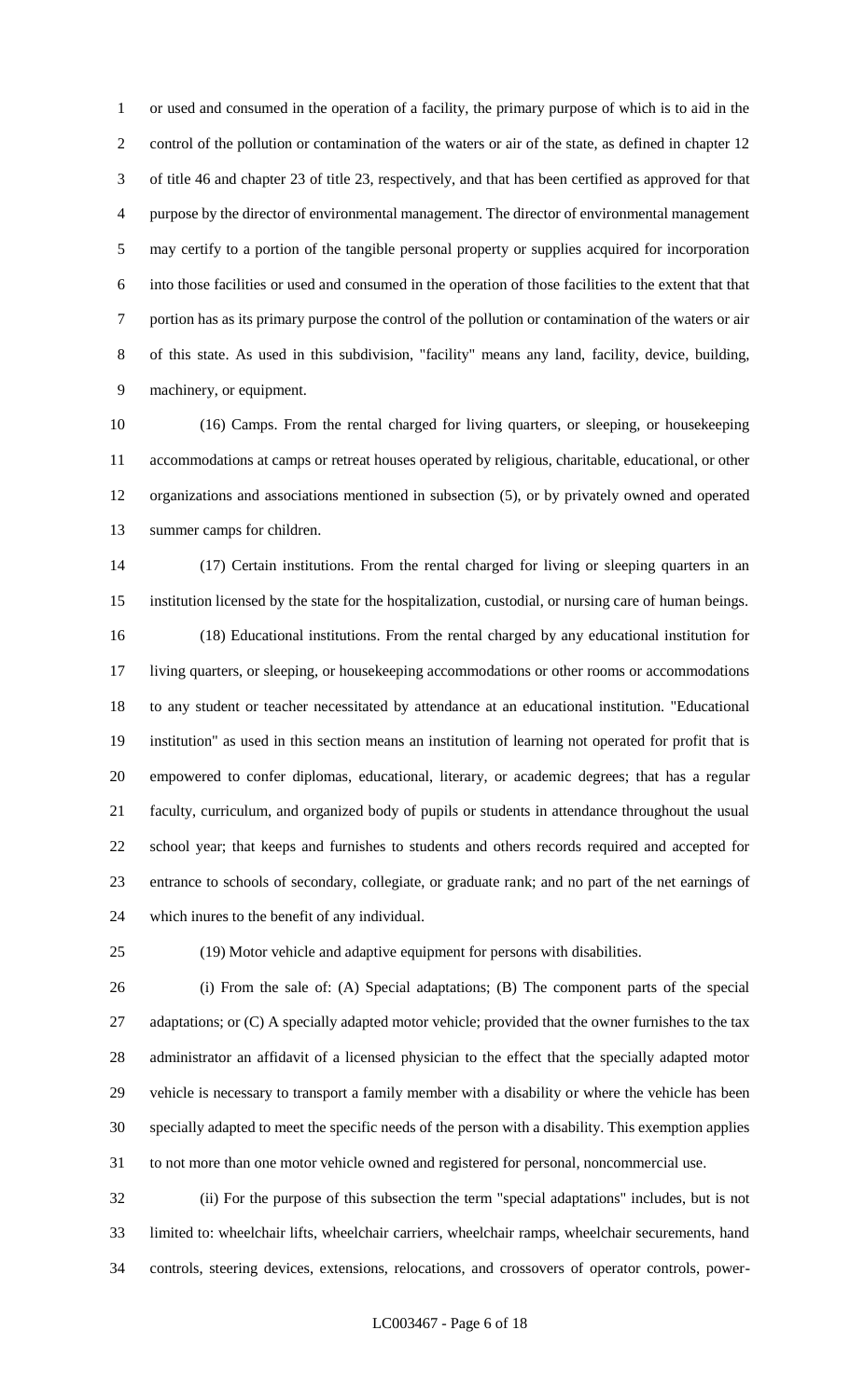or used and consumed in the operation of a facility, the primary purpose of which is to aid in the control of the pollution or contamination of the waters or air of the state, as defined in chapter 12 of title 46 and chapter 23 of title 23, respectively, and that has been certified as approved for that purpose by the director of environmental management. The director of environmental management may certify to a portion of the tangible personal property or supplies acquired for incorporation into those facilities or used and consumed in the operation of those facilities to the extent that that portion has as its primary purpose the control of the pollution or contamination of the waters or air of this state. As used in this subdivision, "facility" means any land, facility, device, building, machinery, or equipment.

(16) Camps. From the rental charged for living quarters, or sleeping, or housekeeping accommodations at camps or retreat houses operated by religious, charitable, educational, or other organizations and associations mentioned in subsection (5), or by privately owned and operated summer camps for children.

(17) Certain institutions. From the rental charged for living or sleeping quarters in an institution licensed by the state for the hospitalization, custodial, or nursing care of human beings.

(18) Educational institutions. From the rental charged by any educational institution for living quarters, or sleeping, or housekeeping accommodations or other rooms or accommodations to any student or teacher necessitated by attendance at an educational institution. "Educational institution" as used in this section means an institution of learning not operated for profit that is empowered to confer diplomas, educational, literary, or academic degrees; that has a regular faculty, curriculum, and organized body of pupils or students in attendance throughout the usual school year; that keeps and furnishes to students and others records required and accepted for entrance to schools of secondary, collegiate, or graduate rank; and no part of the net earnings of which inures to the benefit of any individual.

(19) Motor vehicle and adaptive equipment for persons with disabilities.

(i) From the sale of: (A) Special adaptations; (B) The component parts of the special adaptations; or (C) A specially adapted motor vehicle; provided that the owner furnishes to the tax administrator an affidavit of a licensed physician to the effect that the specially adapted motor vehicle is necessary to transport a family member with a disability or where the vehicle has been specially adapted to meet the specific needs of the person with a disability. This exemption applies to not more than one motor vehicle owned and registered for personal, noncommercial use.

(ii) For the purpose of this subsection the term "special adaptations" includes, but is not limited to: wheelchair lifts, wheelchair carriers, wheelchair ramps, wheelchair securements, hand controls, steering devices, extensions, relocations, and crossovers of operator controls, power-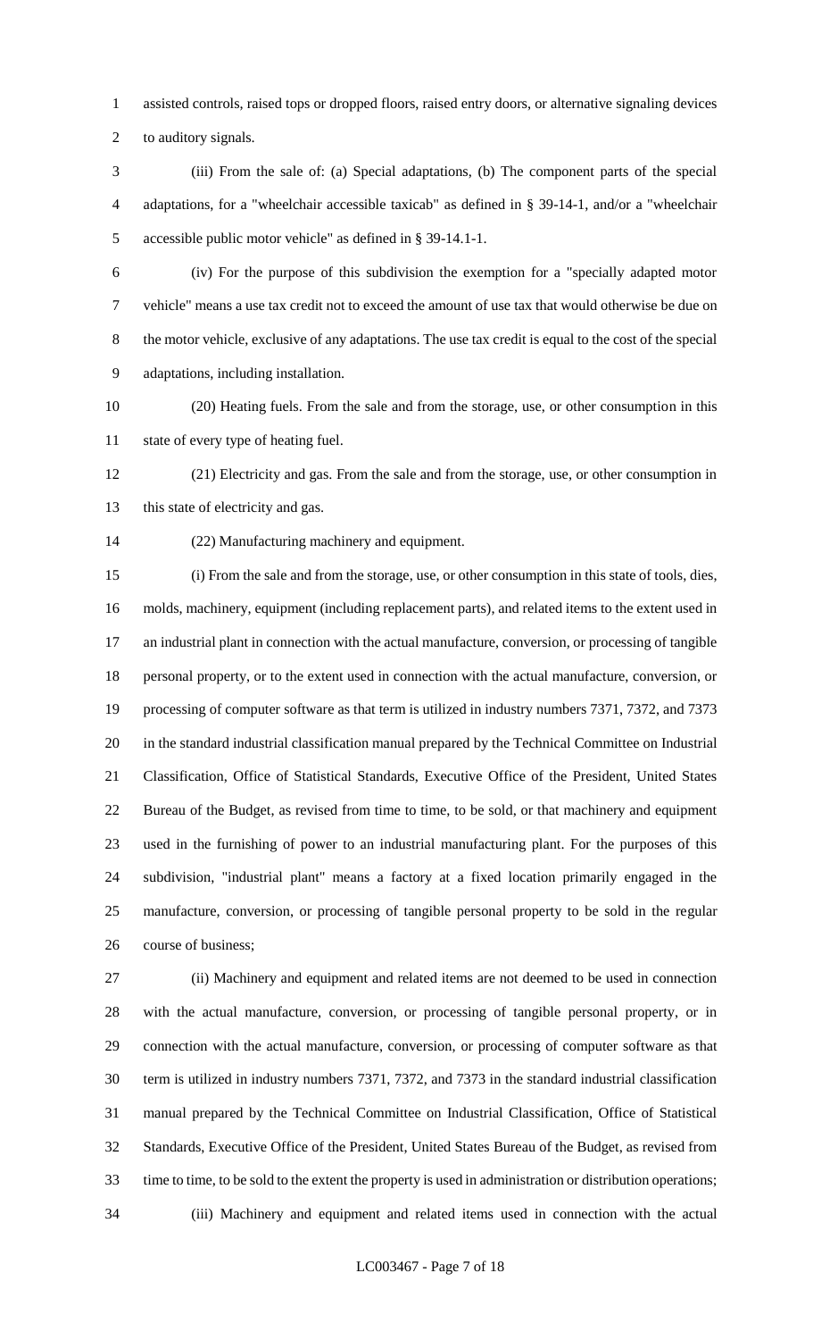assisted controls, raised tops or dropped floors, raised entry doors, or alternative signaling devices to auditory signals.

(iii) From the sale of: (a) Special adaptations, (b) The component parts of the special adaptations, for a "wheelchair accessible taxicab" as defined in § 39-14-1, and/or a "wheelchair accessible public motor vehicle" as defined in § 39-14.1-1.

(iv) For the purpose of this subdivision the exemption for a "specially adapted motor vehicle" means a use tax credit not to exceed the amount of use tax that would otherwise be due on the motor vehicle, exclusive of any adaptations. The use tax credit is equal to the cost of the special adaptations, including installation.

(20) Heating fuels. From the sale and from the storage, use, or other consumption in this state of every type of heating fuel.

(21) Electricity and gas. From the sale and from the storage, use, or other consumption in this state of electricity and gas.

(22) Manufacturing machinery and equipment.

(i) From the sale and from the storage, use, or other consumption in this state of tools, dies, molds, machinery, equipment (including replacement parts), and related items to the extent used in an industrial plant in connection with the actual manufacture, conversion, or processing of tangible personal property, or to the extent used in connection with the actual manufacture, conversion, or processing of computer software as that term is utilized in industry numbers 7371, 7372, and 7373 in the standard industrial classification manual prepared by the Technical Committee on Industrial Classification, Office of Statistical Standards, Executive Office of the President, United States Bureau of the Budget, as revised from time to time, to be sold, or that machinery and equipment used in the furnishing of power to an industrial manufacturing plant. For the purposes of this subdivision, "industrial plant" means a factory at a fixed location primarily engaged in the manufacture, conversion, or processing of tangible personal property to be sold in the regular course of business;

(ii) Machinery and equipment and related items are not deemed to be used in connection with the actual manufacture, conversion, or processing of tangible personal property, or in connection with the actual manufacture, conversion, or processing of computer software as that term is utilized in industry numbers 7371, 7372, and 7373 in the standard industrial classification manual prepared by the Technical Committee on Industrial Classification, Office of Statistical Standards, Executive Office of the President, United States Bureau of the Budget, as revised from time to time, to be sold to the extent the property is used in administration or distribution operations;

(iii) Machinery and equipment and related items used in connection with the actual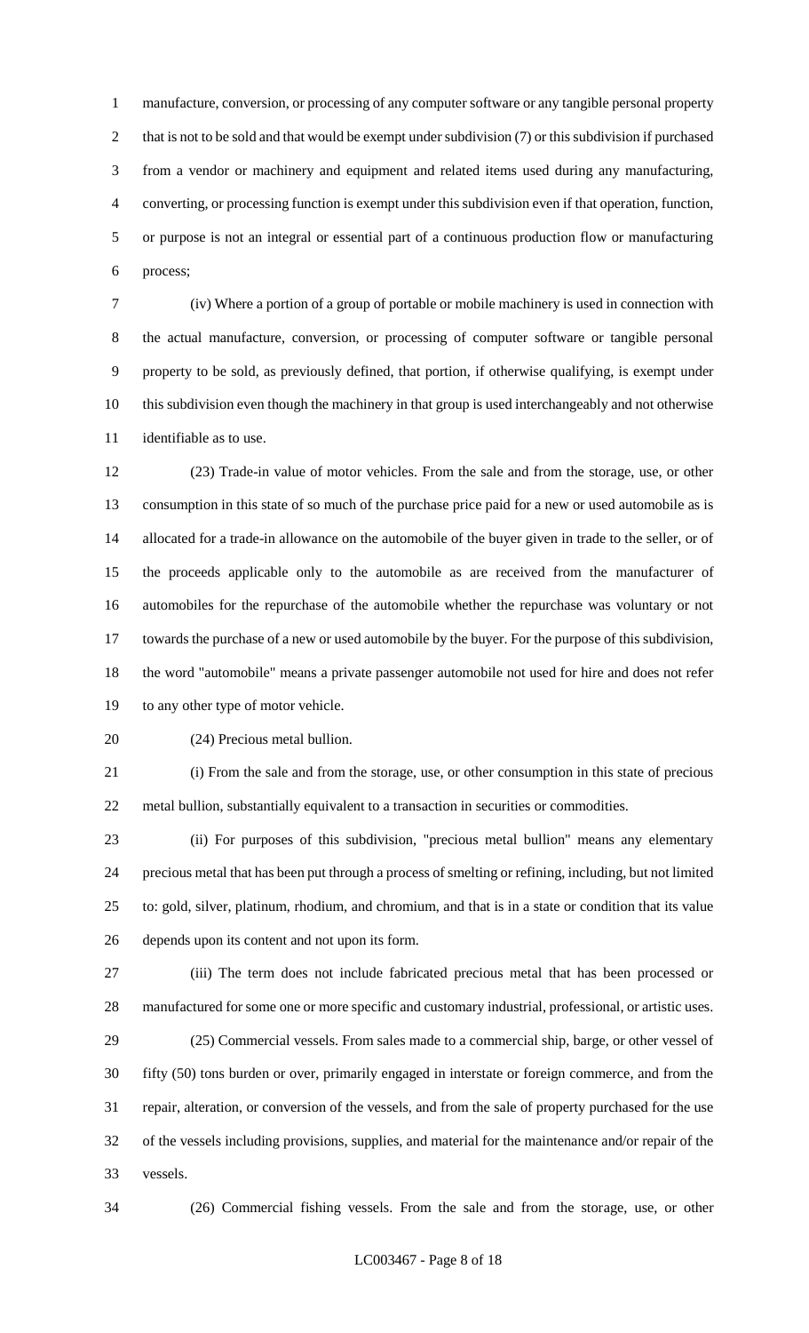manufacture, conversion, or processing of any computer software or any tangible personal property that is not to be sold and that would be exempt under subdivision (7) or this subdivision if purchased from a vendor or machinery and equipment and related items used during any manufacturing, converting, or processing function is exempt under this subdivision even if that operation, function, or purpose is not an integral or essential part of a continuous production flow or manufacturing process;

(iv) Where a portion of a group of portable or mobile machinery is used in connection with the actual manufacture, conversion, or processing of computer software or tangible personal property to be sold, as previously defined, that portion, if otherwise qualifying, is exempt under this subdivision even though the machinery in that group is used interchangeably and not otherwise identifiable as to use.

(23) Trade-in value of motor vehicles. From the sale and from the storage, use, or other consumption in this state of so much of the purchase price paid for a new or used automobile as is allocated for a trade-in allowance on the automobile of the buyer given in trade to the seller, or of the proceeds applicable only to the automobile as are received from the manufacturer of automobiles for the repurchase of the automobile whether the repurchase was voluntary or not towards the purchase of a new or used automobile by the buyer. For the purpose of this subdivision, the word "automobile" means a private passenger automobile not used for hire and does not refer to any other type of motor vehicle.

(24) Precious metal bullion.

(i) From the sale and from the storage, use, or other consumption in this state of precious metal bullion, substantially equivalent to a transaction in securities or commodities.

(ii) For purposes of this subdivision, "precious metal bullion" means any elementary precious metal that has been put through a process of smelting or refining, including, but not limited to: gold, silver, platinum, rhodium, and chromium, and that is in a state or condition that its value depends upon its content and not upon its form.

(iii) The term does not include fabricated precious metal that has been processed or manufactured for some one or more specific and customary industrial, professional, or artistic uses.

(25) Commercial vessels. From sales made to a commercial ship, barge, or other vessel of fifty (50) tons burden or over, primarily engaged in interstate or foreign commerce, and from the repair, alteration, or conversion of the vessels, and from the sale of property purchased for the use of the vessels including provisions, supplies, and material for the maintenance and/or repair of the vessels.

(26) Commercial fishing vessels. From the sale and from the storage, use, or other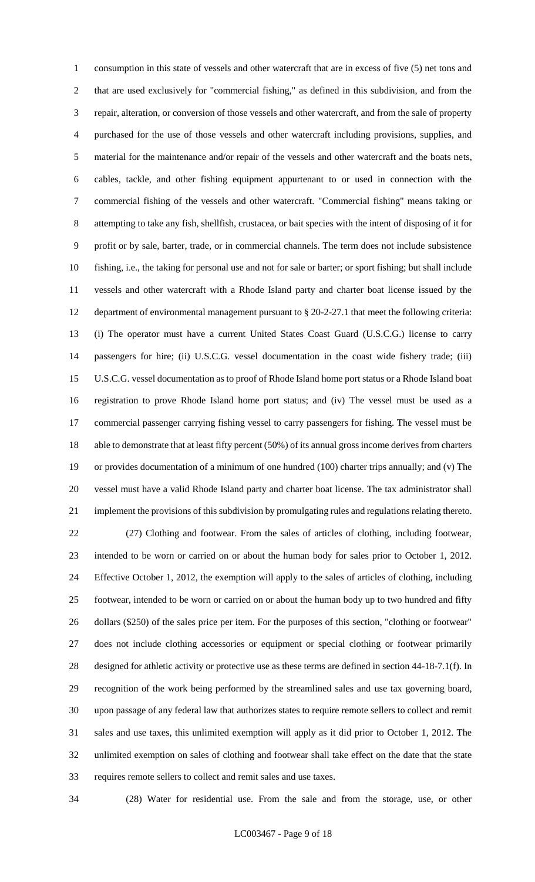consumption in this state of vessels and other watercraft that are in excess of five (5) net tons and that are used exclusively for "commercial fishing," as defined in this subdivision, and from the repair, alteration, or conversion of those vessels and other watercraft, and from the sale of property purchased for the use of those vessels and other watercraft including provisions, supplies, and material for the maintenance and/or repair of the vessels and other watercraft and the boats nets, cables, tackle, and other fishing equipment appurtenant to or used in connection with the commercial fishing of the vessels and other watercraft. "Commercial fishing" means taking or attempting to take any fish, shellfish, crustacea, or bait species with the intent of disposing of it for profit or by sale, barter, trade, or in commercial channels. The term does not include subsistence fishing, i.e., the taking for personal use and not for sale or barter; or sport fishing; but shall include vessels and other watercraft with a Rhode Island party and charter boat license issued by the department of environmental management pursuant to § 20-2-27.1 that meet the following criteria: (i) The operator must have a current United States Coast Guard (U.S.C.G.) license to carry passengers for hire; (ii) U.S.C.G. vessel documentation in the coast wide fishery trade; (iii) U.S.C.G. vessel documentation as to proof of Rhode Island home port status or a Rhode Island boat registration to prove Rhode Island home port status; and (iv) The vessel must be used as a commercial passenger carrying fishing vessel to carry passengers for fishing. The vessel must be able to demonstrate that at least fifty percent (50%) of its annual gross income derives from charters or provides documentation of a minimum of one hundred (100) charter trips annually; and (v) The vessel must have a valid Rhode Island party and charter boat license. The tax administrator shall implement the provisions of this subdivision by promulgating rules and regulations relating thereto.

(27) Clothing and footwear. From the sales of articles of clothing, including footwear, intended to be worn or carried on or about the human body for sales prior to October 1, 2012. Effective October 1, 2012, the exemption will apply to the sales of articles of clothing, including footwear, intended to be worn or carried on or about the human body up to two hundred and fifty dollars ($250) of the sales price per item. For the purposes of this section, "clothing or footwear" does not include clothing accessories or equipment or special clothing or footwear primarily designed for athletic activity or protective use as these terms are defined in section 44-18-7.1(f). In recognition of the work being performed by the streamlined sales and use tax governing board, upon passage of any federal law that authorizes states to require remote sellers to collect and remit sales and use taxes, this unlimited exemption will apply as it did prior to October 1, 2012. The unlimited exemption on sales of clothing and footwear shall take effect on the date that the state requires remote sellers to collect and remit sales and use taxes.

(28) Water for residential use. From the sale and from the storage, use, or other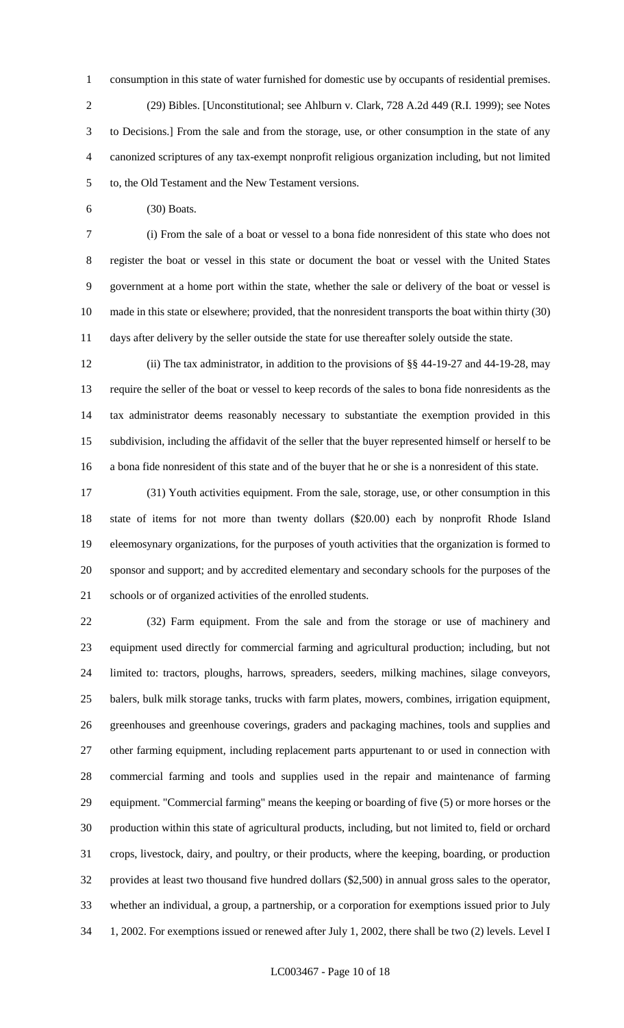consumption in this state of water furnished for domestic use by occupants of residential premises.

(29) Bibles. [Unconstitutional; see Ahlburn v. Clark, 728 A.2d 449 (R.I. 1999); see Notes to Decisions.] From the sale and from the storage, use, or other consumption in the state of any canonized scriptures of any tax-exempt nonprofit religious organization including, but not limited to, the Old Testament and the New Testament versions.

(30) Boats.

(i) From the sale of a boat or vessel to a bona fide nonresident of this state who does not register the boat or vessel in this state or document the boat or vessel with the United States government at a home port within the state, whether the sale or delivery of the boat or vessel is made in this state or elsewhere; provided, that the nonresident transports the boat within thirty (30) days after delivery by the seller outside the state for use thereafter solely outside the state.

(ii) The tax administrator, in addition to the provisions of §§ 44-19-27 and 44-19-28, may require the seller of the boat or vessel to keep records of the sales to bona fide nonresidents as the tax administrator deems reasonably necessary to substantiate the exemption provided in this subdivision, including the affidavit of the seller that the buyer represented himself or herself to be a bona fide nonresident of this state and of the buyer that he or she is a nonresident of this state.

(31) Youth activities equipment. From the sale, storage, use, or other consumption in this state of items for not more than twenty dollars ($20.00) each by nonprofit Rhode Island eleemosynary organizations, for the purposes of youth activities that the organization is formed to sponsor and support; and by accredited elementary and secondary schools for the purposes of the schools or of organized activities of the enrolled students.

(32) Farm equipment. From the sale and from the storage or use of machinery and equipment used directly for commercial farming and agricultural production; including, but not limited to: tractors, ploughs, harrows, spreaders, seeders, milking machines, silage conveyors, balers, bulk milk storage tanks, trucks with farm plates, mowers, combines, irrigation equipment, greenhouses and greenhouse coverings, graders and packaging machines, tools and supplies and other farming equipment, including replacement parts appurtenant to or used in connection with commercial farming and tools and supplies used in the repair and maintenance of farming equipment. "Commercial farming" means the keeping or boarding of five (5) or more horses or the production within this state of agricultural products, including, but not limited to, field or orchard crops, livestock, dairy, and poultry, or their products, where the keeping, boarding, or production provides at least two thousand five hundred dollars ($2,500) in annual gross sales to the operator, whether an individual, a group, a partnership, or a corporation for exemptions issued prior to July 1, 2002. For exemptions issued or renewed after July 1, 2002, there shall be two (2) levels. Level I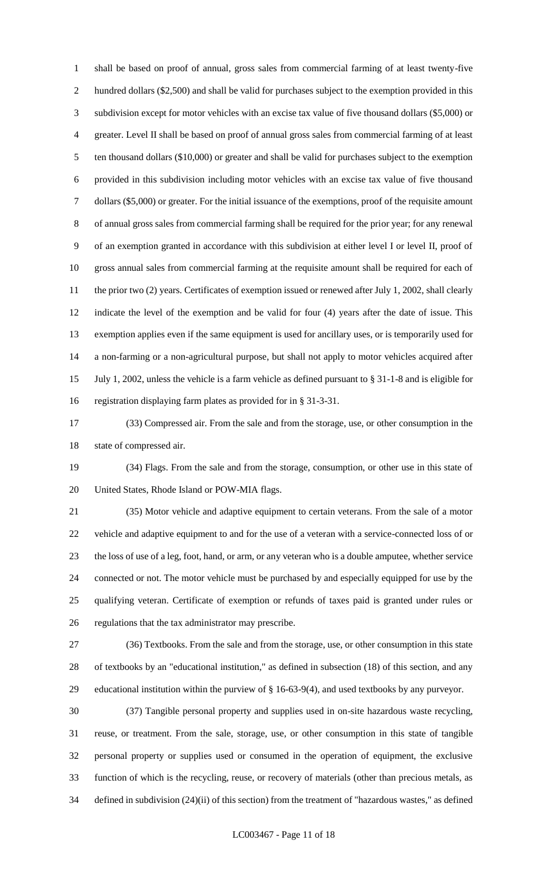shall be based on proof of annual, gross sales from commercial farming of at least twenty-five hundred dollars ($2,500) and shall be valid for purchases subject to the exemption provided in this subdivision except for motor vehicles with an excise tax value of five thousand dollars ($5,000) or greater. Level II shall be based on proof of annual gross sales from commercial farming of at least ten thousand dollars ($10,000) or greater and shall be valid for purchases subject to the exemption provided in this subdivision including motor vehicles with an excise tax value of five thousand dollars ($5,000) or greater. For the initial issuance of the exemptions, proof of the requisite amount of annual gross sales from commercial farming shall be required for the prior year; for any renewal of an exemption granted in accordance with this subdivision at either level I or level II, proof of gross annual sales from commercial farming at the requisite amount shall be required for each of the prior two (2) years. Certificates of exemption issued or renewed after July 1, 2002, shall clearly indicate the level of the exemption and be valid for four (4) years after the date of issue. This exemption applies even if the same equipment is used for ancillary uses, or is temporarily used for a non-farming or a non-agricultural purpose, but shall not apply to motor vehicles acquired after July 1, 2002, unless the vehicle is a farm vehicle as defined pursuant to § 31-1-8 and is eligible for registration displaying farm plates as provided for in § 31-3-31.

(33) Compressed air. From the sale and from the storage, use, or other consumption in the state of compressed air.

(34) Flags. From the sale and from the storage, consumption, or other use in this state of United States, Rhode Island or POW-MIA flags.

(35) Motor vehicle and adaptive equipment to certain veterans. From the sale of a motor vehicle and adaptive equipment to and for the use of a veteran with a service-connected loss of or the loss of use of a leg, foot, hand, or arm, or any veteran who is a double amputee, whether service connected or not. The motor vehicle must be purchased by and especially equipped for use by the qualifying veteran. Certificate of exemption or refunds of taxes paid is granted under rules or regulations that the tax administrator may prescribe.

(36) Textbooks. From the sale and from the storage, use, or other consumption in this state of textbooks by an "educational institution," as defined in subsection (18) of this section, and any educational institution within the purview of § 16-63-9(4), and used textbooks by any purveyor.

(37) Tangible personal property and supplies used in on-site hazardous waste recycling, reuse, or treatment. From the sale, storage, use, or other consumption in this state of tangible personal property or supplies used or consumed in the operation of equipment, the exclusive function of which is the recycling, reuse, or recovery of materials (other than precious metals, as defined in subdivision (24)(ii) of this section) from the treatment of "hazardous wastes," as defined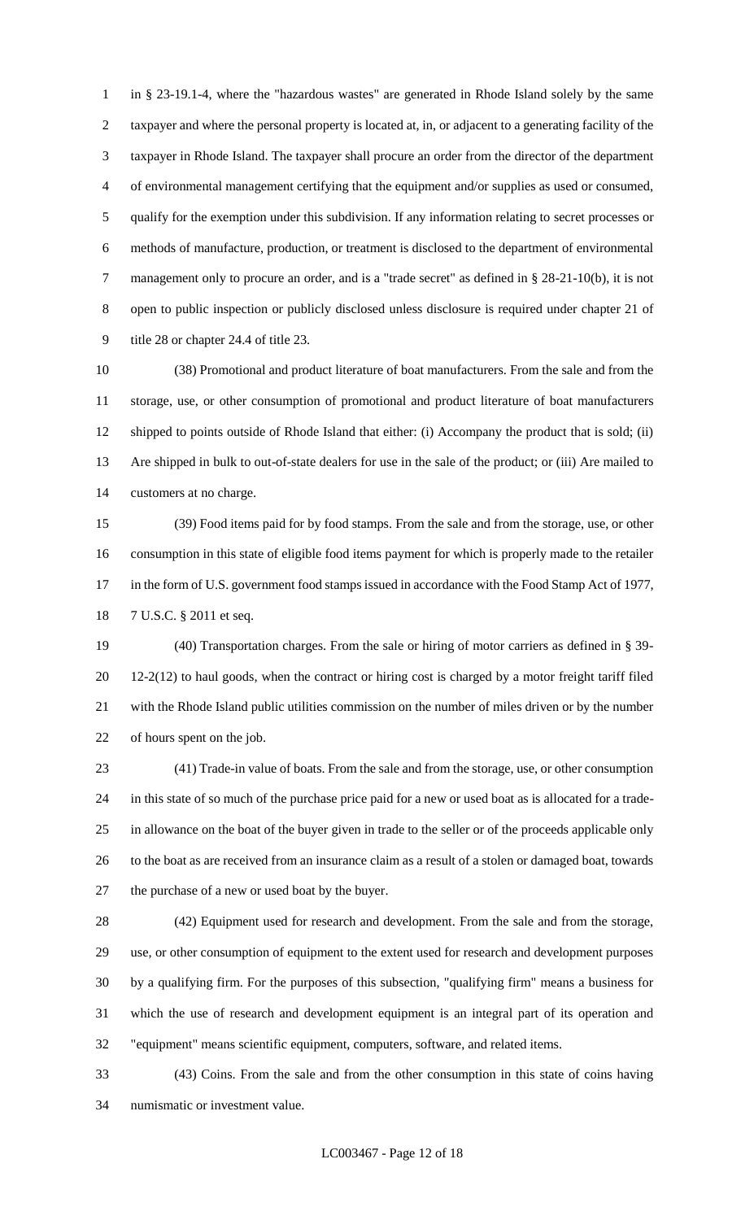in § 23-19.1-4, where the "hazardous wastes" are generated in Rhode Island solely by the same taxpayer and where the personal property is located at, in, or adjacent to a generating facility of the taxpayer in Rhode Island. The taxpayer shall procure an order from the director of the department of environmental management certifying that the equipment and/or supplies as used or consumed, qualify for the exemption under this subdivision. If any information relating to secret processes or methods of manufacture, production, or treatment is disclosed to the department of environmental management only to procure an order, and is a "trade secret" as defined in § 28-21-10(b), it is not open to public inspection or publicly disclosed unless disclosure is required under chapter 21 of title 28 or chapter 24.4 of title 23.

(38) Promotional and product literature of boat manufacturers. From the sale and from the storage, use, or other consumption of promotional and product literature of boat manufacturers shipped to points outside of Rhode Island that either: (i) Accompany the product that is sold; (ii) Are shipped in bulk to out-of-state dealers for use in the sale of the product; or (iii) Are mailed to customers at no charge.

(39) Food items paid for by food stamps. From the sale and from the storage, use, or other consumption in this state of eligible food items payment for which is properly made to the retailer in the form of U.S. government food stamps issued in accordance with the Food Stamp Act of 1977, 7 U.S.C. § 2011 et seq.

(40) Transportation charges. From the sale or hiring of motor carriers as defined in § 39-12-2(12) to haul goods, when the contract or hiring cost is charged by a motor freight tariff filed with the Rhode Island public utilities commission on the number of miles driven or by the number of hours spent on the job.

(41) Trade-in value of boats. From the sale and from the storage, use, or other consumption in this state of so much of the purchase price paid for a new or used boat as is allocated for a trade-in allowance on the boat of the buyer given in trade to the seller or of the proceeds applicable only to the boat as are received from an insurance claim as a result of a stolen or damaged boat, towards the purchase of a new or used boat by the buyer.

(42) Equipment used for research and development. From the sale and from the storage, use, or other consumption of equipment to the extent used for research and development purposes by a qualifying firm. For the purposes of this subsection, "qualifying firm" means a business for which the use of research and development equipment is an integral part of its operation and "equipment" means scientific equipment, computers, software, and related items.

(43) Coins. From the sale and from the other consumption in this state of coins having numismatic or investment value.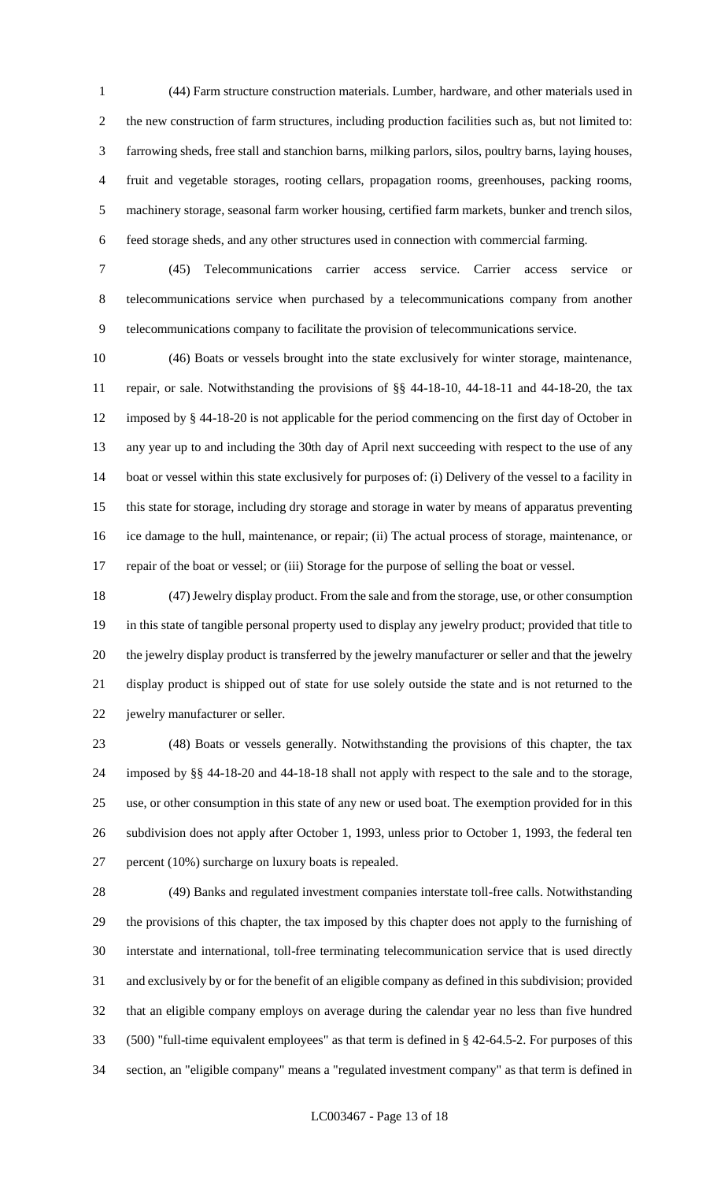(44) Farm structure construction materials. Lumber, hardware, and other materials used in the new construction of farm structures, including production facilities such as, but not limited to: farrowing sheds, free stall and stanchion barns, milking parlors, silos, poultry barns, laying houses, fruit and vegetable storages, rooting cellars, propagation rooms, greenhouses, packing rooms, machinery storage, seasonal farm worker housing, certified farm markets, bunker and trench silos, feed storage sheds, and any other structures used in connection with commercial farming.

(45) Telecommunications carrier access service. Carrier access service or telecommunications service when purchased by a telecommunications company from another telecommunications company to facilitate the provision of telecommunications service.

(46) Boats or vessels brought into the state exclusively for winter storage, maintenance, repair, or sale. Notwithstanding the provisions of §§ 44-18-10, 44-18-11 and 44-18-20, the tax imposed by § 44-18-20 is not applicable for the period commencing on the first day of October in any year up to and including the 30th day of April next succeeding with respect to the use of any boat or vessel within this state exclusively for purposes of: (i) Delivery of the vessel to a facility in this state for storage, including dry storage and storage in water by means of apparatus preventing ice damage to the hull, maintenance, or repair; (ii) The actual process of storage, maintenance, or repair of the boat or vessel; or (iii) Storage for the purpose of selling the boat or vessel.

(47) Jewelry display product. From the sale and from the storage, use, or other consumption in this state of tangible personal property used to display any jewelry product; provided that title to the jewelry display product is transferred by the jewelry manufacturer or seller and that the jewelry display product is shipped out of state for use solely outside the state and is not returned to the jewelry manufacturer or seller.

(48) Boats or vessels generally. Notwithstanding the provisions of this chapter, the tax imposed by §§ 44-18-20 and 44-18-18 shall not apply with respect to the sale and to the storage, use, or other consumption in this state of any new or used boat. The exemption provided for in this subdivision does not apply after October 1, 1993, unless prior to October 1, 1993, the federal ten percent (10%) surcharge on luxury boats is repealed.

(49) Banks and regulated investment companies interstate toll-free calls. Notwithstanding the provisions of this chapter, the tax imposed by this chapter does not apply to the furnishing of interstate and international, toll-free terminating telecommunication service that is used directly and exclusively by or for the benefit of an eligible company as defined in this subdivision; provided that an eligible company employs on average during the calendar year no less than five hundred (500) "full-time equivalent employees" as that term is defined in § 42-64.5-2. For purposes of this section, an "eligible company" means a "regulated investment company" as that term is defined in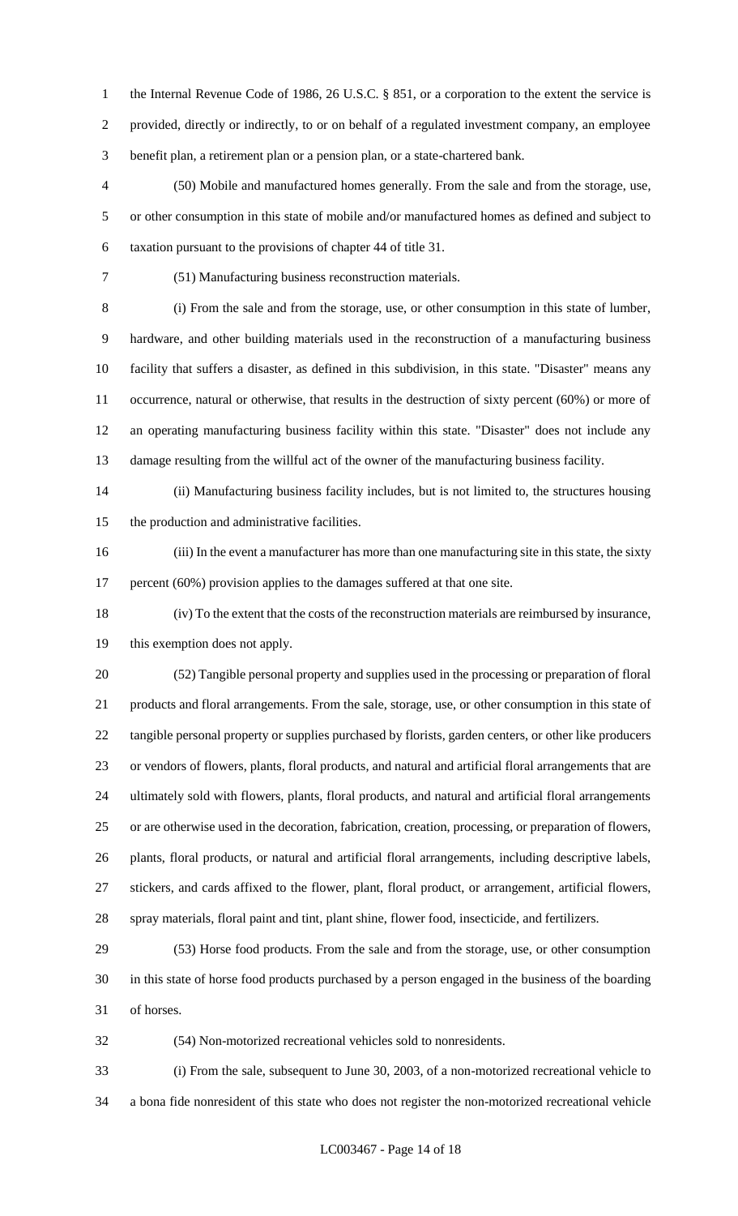the Internal Revenue Code of 1986, 26 U.S.C. § 851, or a corporation to the extent the service is provided, directly or indirectly, to or on behalf of a regulated investment company, an employee benefit plan, a retirement plan or a pension plan, or a state-chartered bank.

(50) Mobile and manufactured homes generally. From the sale and from the storage, use, or other consumption in this state of mobile and/or manufactured homes as defined and subject to taxation pursuant to the provisions of chapter 44 of title 31.

(51) Manufacturing business reconstruction materials.

(i) From the sale and from the storage, use, or other consumption in this state of lumber, hardware, and other building materials used in the reconstruction of a manufacturing business facility that suffers a disaster, as defined in this subdivision, in this state. "Disaster" means any occurrence, natural or otherwise, that results in the destruction of sixty percent (60%) or more of an operating manufacturing business facility within this state. "Disaster" does not include any damage resulting from the willful act of the owner of the manufacturing business facility.

(ii) Manufacturing business facility includes, but is not limited to, the structures housing the production and administrative facilities.

(iii) In the event a manufacturer has more than one manufacturing site in this state, the sixty percent (60%) provision applies to the damages suffered at that one site.

(iv) To the extent that the costs of the reconstruction materials are reimbursed by insurance, this exemption does not apply.

(52) Tangible personal property and supplies used in the processing or preparation of floral products and floral arrangements. From the sale, storage, use, or other consumption in this state of tangible personal property or supplies purchased by florists, garden centers, or other like producers or vendors of flowers, plants, floral products, and natural and artificial floral arrangements that are ultimately sold with flowers, plants, floral products, and natural and artificial floral arrangements or are otherwise used in the decoration, fabrication, creation, processing, or preparation of flowers, plants, floral products, or natural and artificial floral arrangements, including descriptive labels, stickers, and cards affixed to the flower, plant, floral product, or arrangement, artificial flowers, spray materials, floral paint and tint, plant shine, flower food, insecticide, and fertilizers.

(53) Horse food products. From the sale and from the storage, use, or other consumption in this state of horse food products purchased by a person engaged in the business of the boarding of horses.

(54) Non-motorized recreational vehicles sold to nonresidents.

(i) From the sale, subsequent to June 30, 2003, of a non-motorized recreational vehicle to a bona fide nonresident of this state who does not register the non-motorized recreational vehicle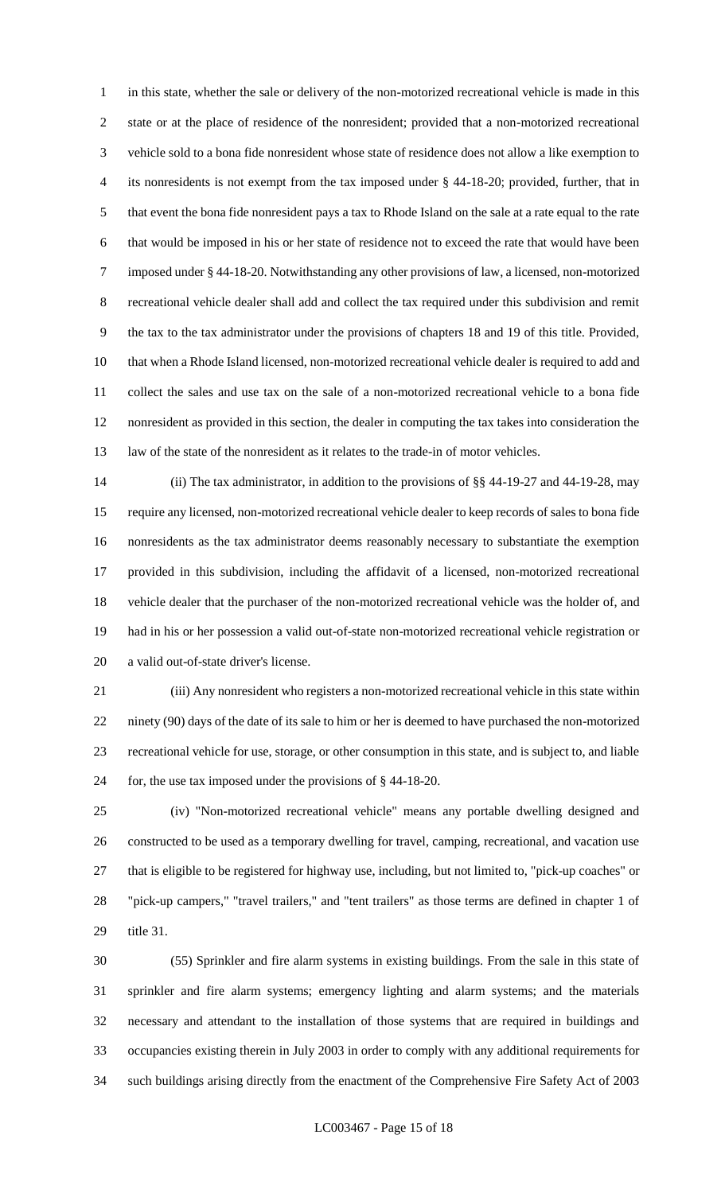in this state, whether the sale or delivery of the non-motorized recreational vehicle is made in this state or at the place of residence of the nonresident; provided that a non-motorized recreational vehicle sold to a bona fide nonresident whose state of residence does not allow a like exemption to its nonresidents is not exempt from the tax imposed under § 44-18-20; provided, further, that in that event the bona fide nonresident pays a tax to Rhode Island on the sale at a rate equal to the rate that would be imposed in his or her state of residence not to exceed the rate that would have been imposed under § 44-18-20. Notwithstanding any other provisions of law, a licensed, non-motorized recreational vehicle dealer shall add and collect the tax required under this subdivision and remit the tax to the tax administrator under the provisions of chapters 18 and 19 of this title. Provided, that when a Rhode Island licensed, non-motorized recreational vehicle dealer is required to add and collect the sales and use tax on the sale of a non-motorized recreational vehicle to a bona fide nonresident as provided in this section, the dealer in computing the tax takes into consideration the law of the state of the nonresident as it relates to the trade-in of motor vehicles.

(ii) The tax administrator, in addition to the provisions of §§ 44-19-27 and 44-19-28, may require any licensed, non-motorized recreational vehicle dealer to keep records of sales to bona fide nonresidents as the tax administrator deems reasonably necessary to substantiate the exemption provided in this subdivision, including the affidavit of a licensed, non-motorized recreational vehicle dealer that the purchaser of the non-motorized recreational vehicle was the holder of, and had in his or her possession a valid out-of-state non-motorized recreational vehicle registration or a valid out-of-state driver's license.

(iii) Any nonresident who registers a non-motorized recreational vehicle in this state within ninety (90) days of the date of its sale to him or her is deemed to have purchased the non-motorized recreational vehicle for use, storage, or other consumption in this state, and is subject to, and liable for, the use tax imposed under the provisions of § 44-18-20.

(iv) "Non-motorized recreational vehicle" means any portable dwelling designed and constructed to be used as a temporary dwelling for travel, camping, recreational, and vacation use that is eligible to be registered for highway use, including, but not limited to, "pick-up coaches" or "pick-up campers," "travel trailers," and "tent trailers" as those terms are defined in chapter 1 of title 31.

(55) Sprinkler and fire alarm systems in existing buildings. From the sale in this state of sprinkler and fire alarm systems; emergency lighting and alarm systems; and the materials necessary and attendant to the installation of those systems that are required in buildings and occupancies existing therein in July 2003 in order to comply with any additional requirements for such buildings arising directly from the enactment of the Comprehensive Fire Safety Act of 2003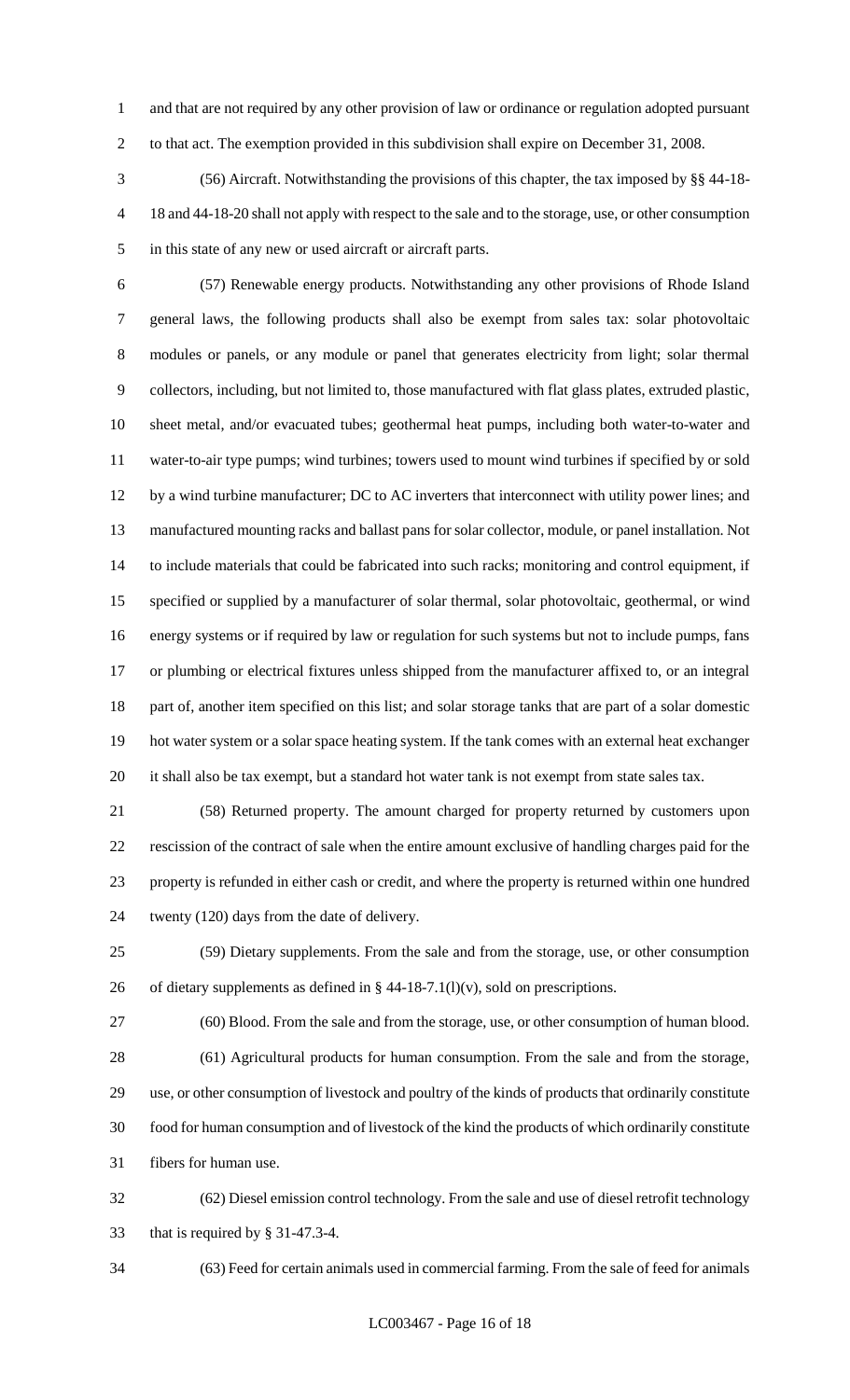and that are not required by any other provision of law or ordinance or regulation adopted pursuant to that act. The exemption provided in this subdivision shall expire on December 31, 2008.

(56) Aircraft. Notwithstanding the provisions of this chapter, the tax imposed by §§ 44-18-18 and 44-18-20 shall not apply with respect to the sale and to the storage, use, or other consumption in this state of any new or used aircraft or aircraft parts.

(57) Renewable energy products. Notwithstanding any other provisions of Rhode Island general laws, the following products shall also be exempt from sales tax: solar photovoltaic modules or panels, or any module or panel that generates electricity from light; solar thermal collectors, including, but not limited to, those manufactured with flat glass plates, extruded plastic, sheet metal, and/or evacuated tubes; geothermal heat pumps, including both water-to-water and water-to-air type pumps; wind turbines; towers used to mount wind turbines if specified by or sold by a wind turbine manufacturer; DC to AC inverters that interconnect with utility power lines; and manufactured mounting racks and ballast pans for solar collector, module, or panel installation. Not to include materials that could be fabricated into such racks; monitoring and control equipment, if specified or supplied by a manufacturer of solar thermal, solar photovoltaic, geothermal, or wind energy systems or if required by law or regulation for such systems but not to include pumps, fans or plumbing or electrical fixtures unless shipped from the manufacturer affixed to, or an integral part of, another item specified on this list; and solar storage tanks that are part of a solar domestic hot water system or a solar space heating system. If the tank comes with an external heat exchanger it shall also be tax exempt, but a standard hot water tank is not exempt from state sales tax.

(58) Returned property. The amount charged for property returned by customers upon rescission of the contract of sale when the entire amount exclusive of handling charges paid for the property is refunded in either cash or credit, and where the property is returned within one hundred twenty (120) days from the date of delivery.

(59) Dietary supplements. From the sale and from the storage, use, or other consumption of dietary supplements as defined in § 44-18-7.1(l)(v), sold on prescriptions.

(60) Blood. From the sale and from the storage, use, or other consumption of human blood.

(61) Agricultural products for human consumption. From the sale and from the storage, use, or other consumption of livestock and poultry of the kinds of products that ordinarily constitute food for human consumption and of livestock of the kind the products of which ordinarily constitute fibers for human use.

(62) Diesel emission control technology. From the sale and use of diesel retrofit technology that is required by § 31-47.3-4.

(63) Feed for certain animals used in commercial farming. From the sale of feed for animals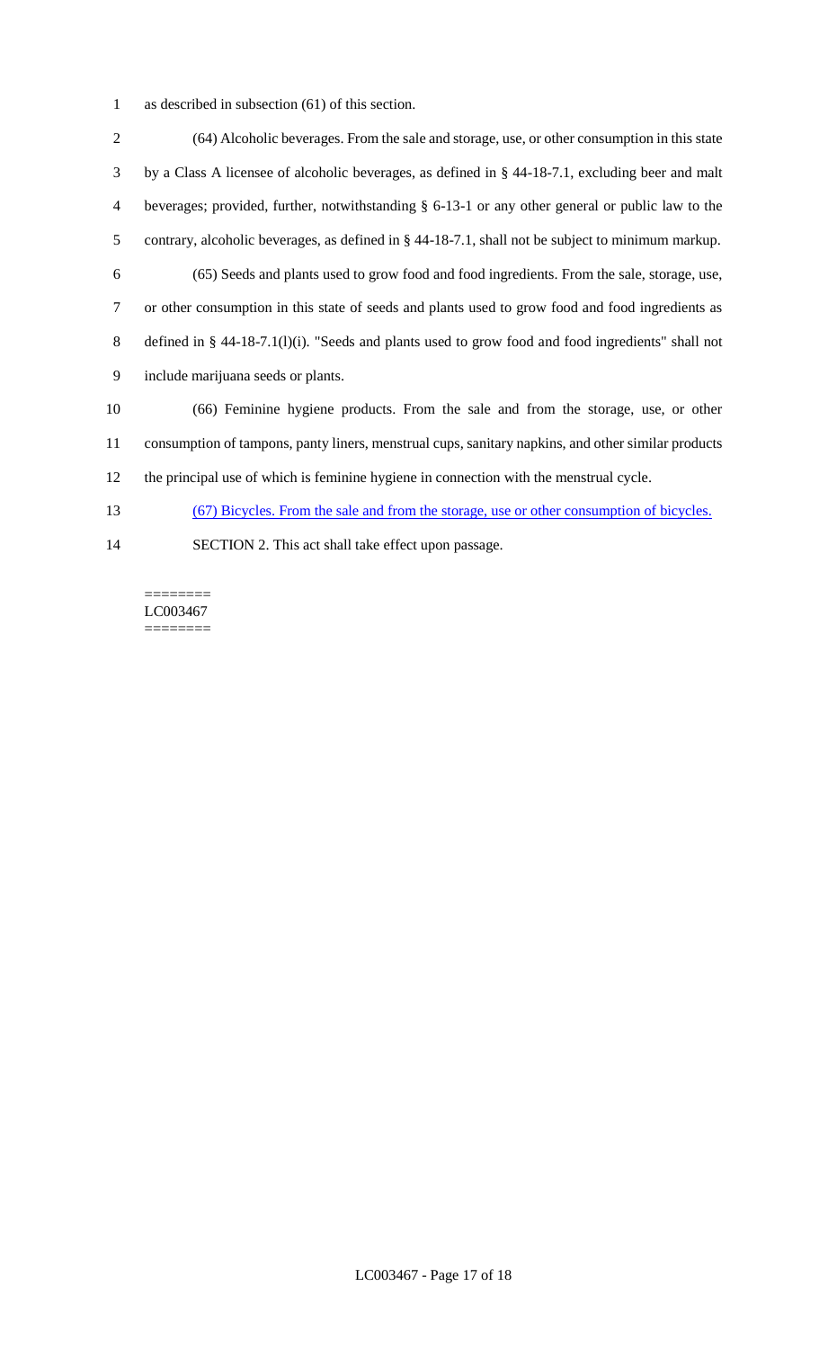as described in subsection (61) of this section.

(64) Alcoholic beverages. From the sale and storage, use, or other consumption in this state by a Class A licensee of alcoholic beverages, as defined in § 44-18-7.1, excluding beer and malt beverages; provided, further, notwithstanding § 6-13-1 or any other general or public law to the contrary, alcoholic beverages, as defined in § 44-18-7.1, shall not be subject to minimum markup.

(65) Seeds and plants used to grow food and food ingredients. From the sale, storage, use, or other consumption in this state of seeds and plants used to grow food and food ingredients as defined in § 44-18-7.1(l)(i). "Seeds and plants used to grow food and food ingredients" shall not include marijuana seeds or plants.

(66) Feminine hygiene products. From the sale and from the storage, use, or other consumption of tampons, panty liners, menstrual cups, sanitary napkins, and other similar products the principal use of which is feminine hygiene in connection with the menstrual cycle.

(67) Bicycles. From the sale and from the storage, use or other consumption of bicycles.

SECTION 2. This act shall take effect upon passage.

========
LC003467
========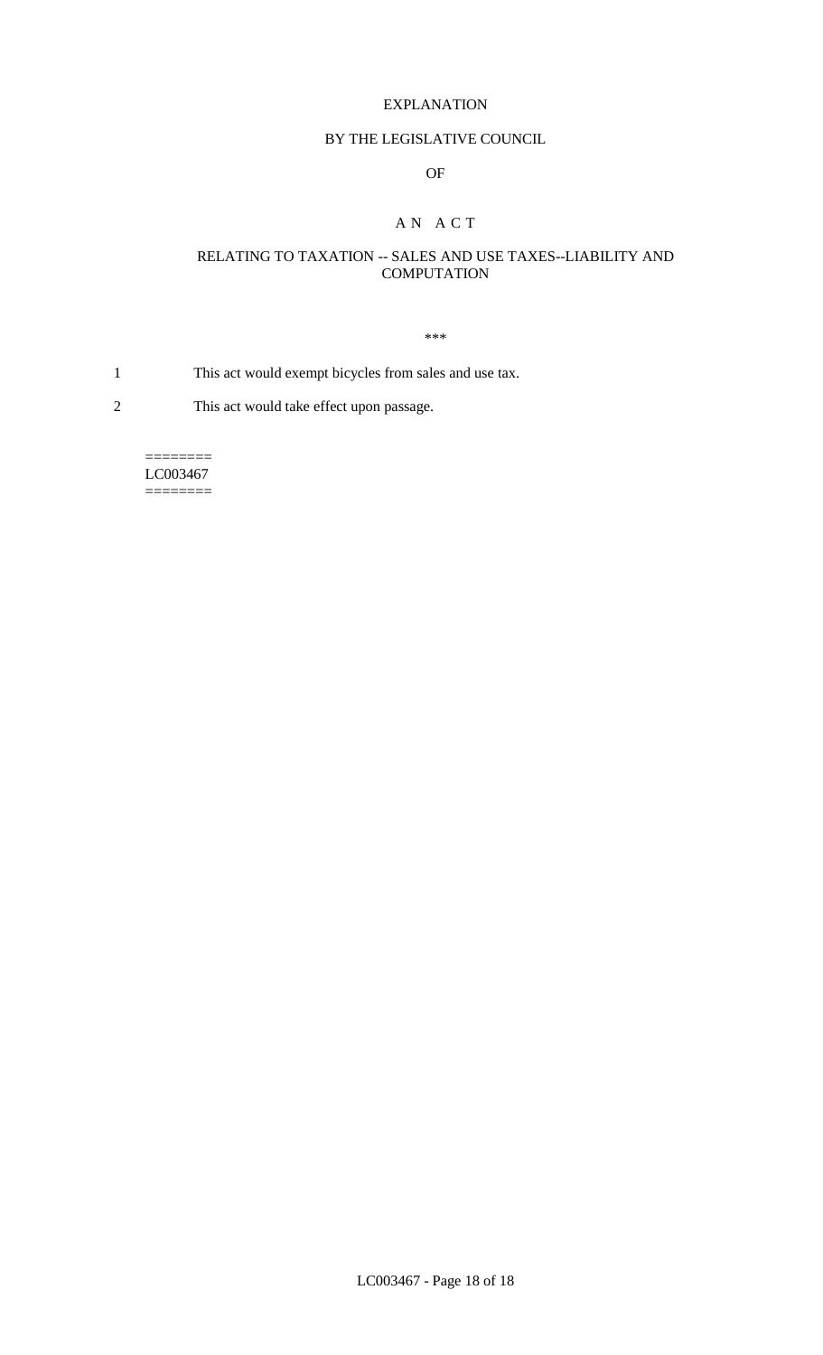# EXPLANATION

## BY THE LEGISLATIVE COUNCIL

OF

## A N A C T

### RELATING TO TAXATION -- SALES AND USE TAXES--LIABILITY AND COMPUTATION

\*\*\*

1 This act would exempt bicycles from sales and use tax.

2 This act would take effect upon passage.

========
LC003467
========